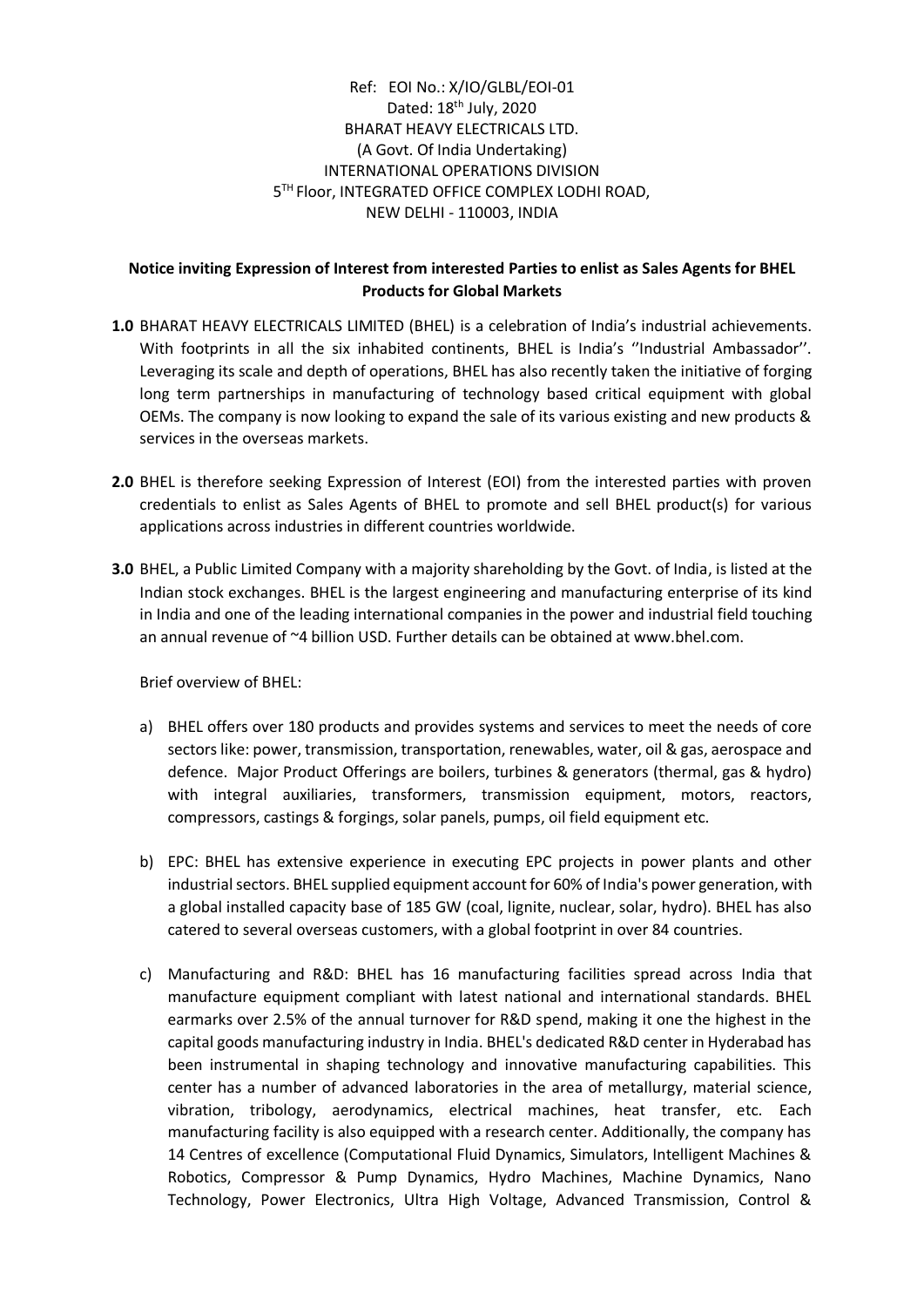Ref: EOI No.: X/IO/GLBL/EOI-01
Dated: 18th July, 2020
BHARAT HEAVY ELECTRICALS LTD.
(A Govt. Of India Undertaking)
INTERNATIONAL OPERATIONS DIVISION
5TH Floor, INTEGRATED OFFICE COMPLEX LODHI ROAD,
NEW DELHI - 110003, INDIA

**Notice inviting Expression of Interest from interested Parties to enlist as Sales Agents for BHEL Products for Global Markets**

**1.0** BHARAT HEAVY ELECTRICALS LIMITED (BHEL) is a celebration of India's industrial achievements. With footprints in all the six inhabited continents, BHEL is India's ''Industrial Ambassador''. Leveraging its scale and depth of operations, BHEL has also recently taken the initiative of forging long term partnerships in manufacturing of technology based critical equipment with global OEMs. The company is now looking to expand the sale of its various existing and new products & services in the overseas markets.

**2.0** BHEL is therefore seeking Expression of Interest (EOI) from the interested parties with proven credentials to enlist as Sales Agents of BHEL to promote and sell BHEL product(s) for various applications across industries in different countries worldwide.

**3.0** BHEL, a Public Limited Company with a majority shareholding by the Govt. of India, is listed at the Indian stock exchanges. BHEL is the largest engineering and manufacturing enterprise of its kind in India and one of the leading international companies in the power and industrial field touching an annual revenue of ~4 billion USD. Further details can be obtained at www.bhel.com.

Brief overview of BHEL:

a) BHEL offers over 180 products and provides systems and services to meet the needs of core sectors like: power, transmission, transportation, renewables, water, oil & gas, aerospace and defence. Major Product Offerings are boilers, turbines & generators (thermal, gas & hydro) with integral auxiliaries, transformers, transmission equipment, motors, reactors, compressors, castings & forgings, solar panels, pumps, oil field equipment etc.

b) EPC: BHEL has extensive experience in executing EPC projects in power plants and other industrial sectors. BHEL supplied equipment account for 60% of India's power generation, with a global installed capacity base of 185 GW (coal, lignite, nuclear, solar, hydro). BHEL has also catered to several overseas customers, with a global footprint in over 84 countries.

c) Manufacturing and R&D: BHEL has 16 manufacturing facilities spread across India that manufacture equipment compliant with latest national and international standards. BHEL earmarks over 2.5% of the annual turnover for R&D spend, making it one the highest in the capital goods manufacturing industry in India. BHEL's dedicated R&D center in Hyderabad has been instrumental in shaping technology and innovative manufacturing capabilities. This center has a number of advanced laboratories in the area of metallurgy, material science, vibration, tribology, aerodynamics, electrical machines, heat transfer, etc. Each manufacturing facility is also equipped with a research center. Additionally, the company has 14 Centres of excellence (Computational Fluid Dynamics, Simulators, Intelligent Machines & Robotics, Compressor & Pump Dynamics, Hydro Machines, Machine Dynamics, Nano Technology, Power Electronics, Ultra High Voltage, Advanced Transmission, Control &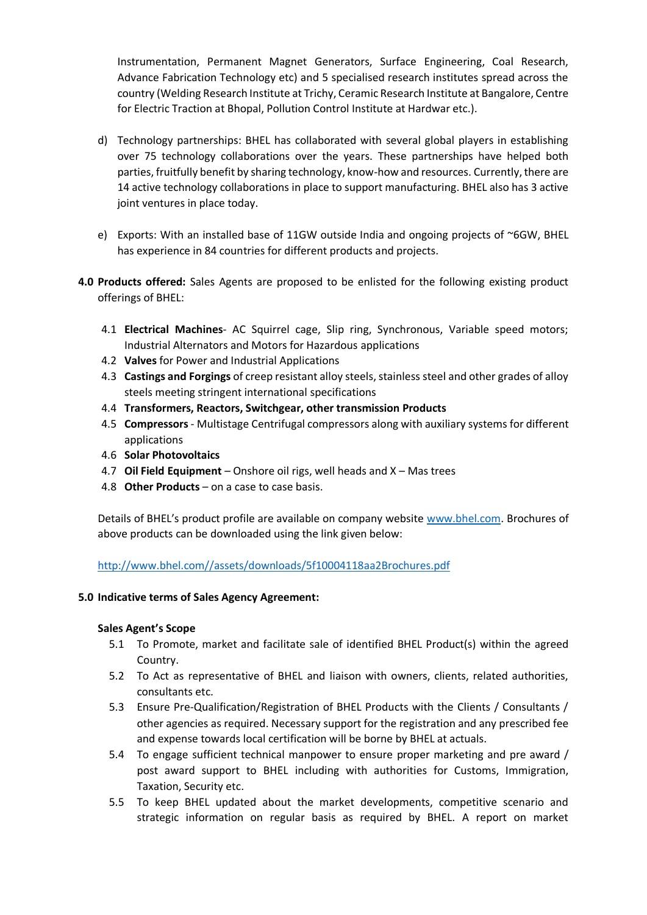Instrumentation, Permanent Magnet Generators, Surface Engineering, Coal Research, Advance Fabrication Technology etc) and 5 specialised research institutes spread across the country (Welding Research Institute at Trichy, Ceramic Research Institute at Bangalore, Centre for Electric Traction at Bhopal, Pollution Control Institute at Hardwar etc.).

d) Technology partnerships: BHEL has collaborated with several global players in establishing over 75 technology collaborations over the years. These partnerships have helped both parties, fruitfully benefit by sharing technology, know-how and resources. Currently, there are 14 active technology collaborations in place to support manufacturing. BHEL also has 3 active joint ventures in place today.

e) Exports: With an installed base of 11GW outside India and ongoing projects of ~6GW, BHEL has experience in 84 countries for different products and projects.

**4.0 Products offered:** Sales Agents are proposed to be enlisted for the following existing product offerings of BHEL:

4.1 **Electrical Machines**- AC Squirrel cage, Slip ring, Synchronous, Variable speed motors; Industrial Alternators and Motors for Hazardous applications
4.2 **Valves** for Power and Industrial Applications
4.3 **Castings and Forgings** of creep resistant alloy steels, stainless steel and other grades of alloy steels meeting stringent international specifications
4.4 **Transformers, Reactors, Switchgear, other transmission Products**
4.5 **Compressors** - Multistage Centrifugal compressors along with auxiliary systems for different applications
4.6 **Solar Photovoltaics**
4.7 **Oil Field Equipment** – Onshore oil rigs, well heads and X – Mas trees
4.8 **Other Products** – on a case to case basis.

Details of BHEL's product profile are available on company website www.bhel.com. Brochures of above products can be downloaded using the link given below:

http://www.bhel.com//assets/downloads/5f10004118aa2Brochures.pdf

**5.0 Indicative terms of Sales Agency Agreement:**

**Sales Agent's Scope**

5.1 To Promote, market and facilitate sale of identified BHEL Product(s) within the agreed Country.
5.2 To Act as representative of BHEL and liaison with owners, clients, related authorities, consultants etc.
5.3 Ensure Pre-Qualification/Registration of BHEL Products with the Clients / Consultants / other agencies as required. Necessary support for the registration and any prescribed fee and expense towards local certification will be borne by BHEL at actuals.
5.4 To engage sufficient technical manpower to ensure proper marketing and pre award / post award support to BHEL including with authorities for Customs, Immigration, Taxation, Security etc.
5.5 To keep BHEL updated about the market developments, competitive scenario and strategic information on regular basis as required by BHEL. A report on market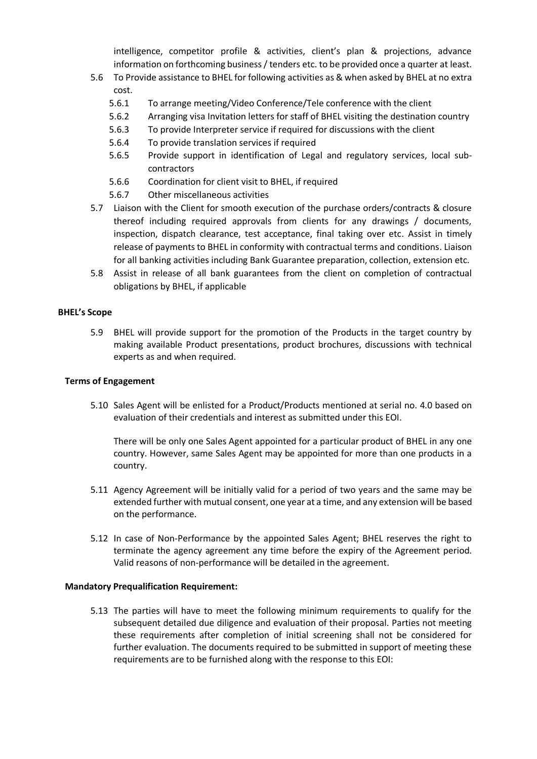intelligence, competitor profile & activities, client's plan & projections, advance information on forthcoming business / tenders etc. to be provided once a quarter at least.

5.6 To Provide assistance to BHEL for following activities as & when asked by BHEL at no extra cost.

- 5.6.1 To arrange meeting/Video Conference/Tele conference with the client
- 5.6.2 Arranging visa Invitation letters for staff of BHEL visiting the destination country
- 5.6.3 To provide Interpreter service if required for discussions with the client
- 5.6.4 To provide translation services if required
- 5.6.5 Provide support in identification of Legal and regulatory services, local sub-contractors
- 5.6.6 Coordination for client visit to BHEL, if required
- 5.6.7 Other miscellaneous activities

5.7 Liaison with the Client for smooth execution of the purchase orders/contracts & closure thereof including required approvals from clients for any drawings / documents, inspection, dispatch clearance, test acceptance, final taking over etc. Assist in timely release of payments to BHEL in conformity with contractual terms and conditions. Liaison for all banking activities including Bank Guarantee preparation, collection, extension etc.

5.8 Assist in release of all bank guarantees from the client on completion of contractual obligations by BHEL, if applicable

**BHEL's Scope**

5.9 BHEL will provide support for the promotion of the Products in the target country by making available Product presentations, product brochures, discussions with technical experts as and when required.

**Terms of Engagement**

5.10 Sales Agent will be enlisted for a Product/Products mentioned at serial no. 4.0 based on evaluation of their credentials and interest as submitted under this EOI.

There will be only one Sales Agent appointed for a particular product of BHEL in any one country. However, same Sales Agent may be appointed for more than one products in a country.

5.11 Agency Agreement will be initially valid for a period of two years and the same may be extended further with mutual consent, one year at a time, and any extension will be based on the performance.

5.12 In case of Non-Performance by the appointed Sales Agent; BHEL reserves the right to terminate the agency agreement any time before the expiry of the Agreement period. Valid reasons of non-performance will be detailed in the agreement.

**Mandatory Prequalification Requirement:**

5.13 The parties will have to meet the following minimum requirements to qualify for the subsequent detailed due diligence and evaluation of their proposal. Parties not meeting these requirements after completion of initial screening shall not be considered for further evaluation. The documents required to be submitted in support of meeting these requirements are to be furnished along with the response to this EOI: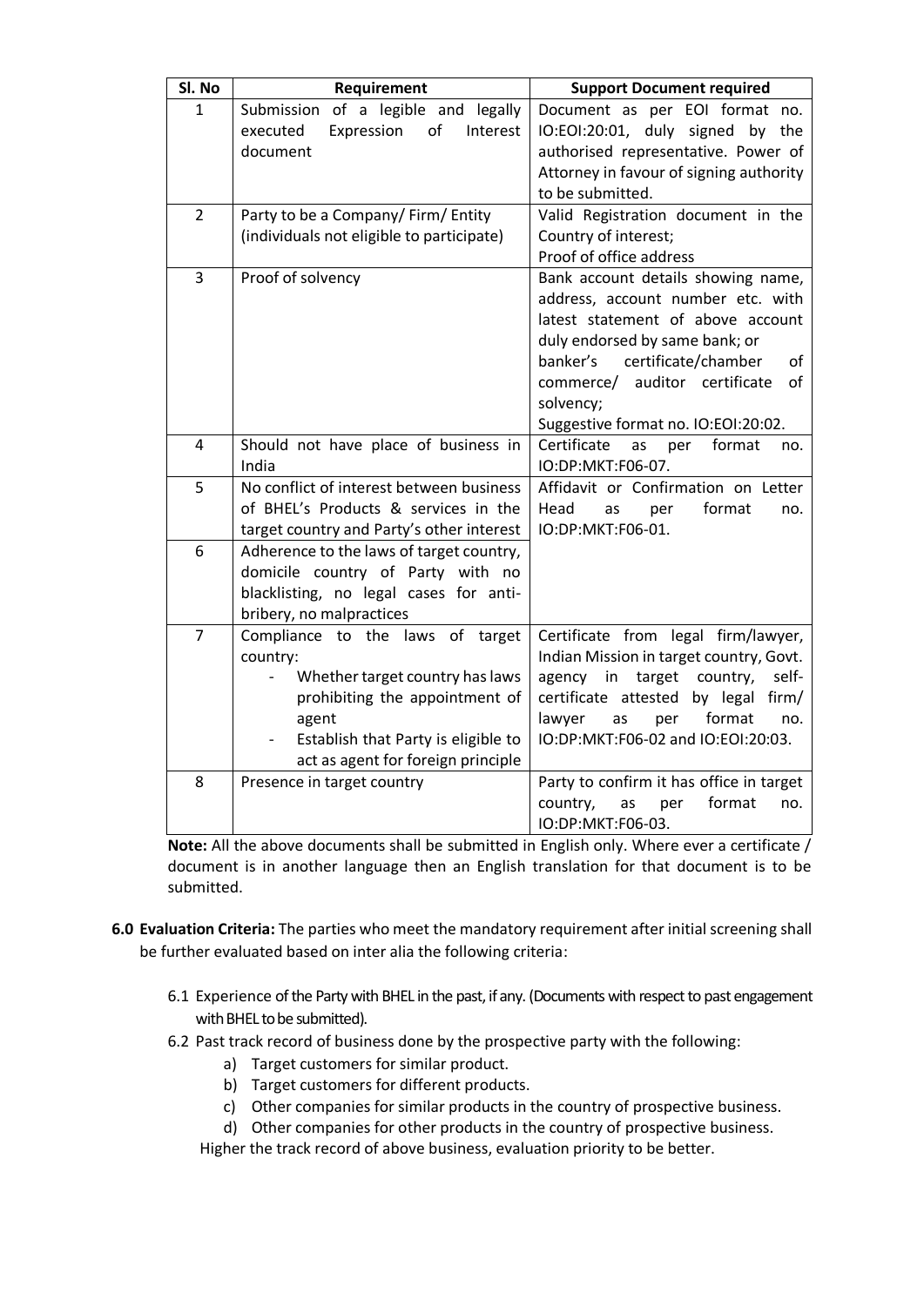| Sl. No | Requirement | Support Document required |
|---|---|---|
| 1 | Submission of a legible and legally executed Expression of Interest document | Document as per EOI format no. IO:EOI:20:01, duly signed by the authorised representative. Power of Attorney in favour of signing authority to be submitted. |
| 2 | Party to be a Company/ Firm/ Entity (individuals not eligible to participate) | Valid Registration document in the Country of interest; Proof of office address |
| 3 | Proof of solvency | Bank account details showing name, address, account number etc. with latest statement of above account duly endorsed by same bank; or banker's certificate/chamber of commerce/ auditor certificate of solvency; Suggestive format no. IO:EOI:20:02. |
| 4 | Should not have place of business in India | Certificate as per format no. IO:DP:MKT:F06-07. |
| 5 | No conflict of interest between business of BHEL's Products & services in the target country and Party's other interest | Affidavit or Confirmation on Letter Head as per format no. IO:DP:MKT:F06-01. |
| 6 | Adherence to the laws of target country, domicile country of Party with no blacklisting, no legal cases for anti-bribery, no malpractices | |
| 7 | Compliance to the laws of target country: - Whether target country has laws prohibiting the appointment of agent - Establish that Party is eligible to act as agent for foreign principle | Certificate from legal firm/lawyer, Indian Mission in target country, Govt. agency in target country, self-certificate attested by legal firm/ lawyer as per format no. IO:DP:MKT:F06-02 and IO:EOI:20:03. |
| 8 | Presence in target country | Party to confirm it has office in target country, as per format no. IO:DP:MKT:F06-03. |

**Note:** All the above documents shall be submitted in English only. Where ever a certificate / document is in another language then an English translation for that document is to be submitted.

**6.0 Evaluation Criteria:** The parties who meet the mandatory requirement after initial screening shall be further evaluated based on inter alia the following criteria:

6.1 Experience of the Party with BHEL in the past, if any. (Documents with respect to past engagement with BHEL to be submitted).

6.2 Past track record of business done by the prospective party with the following:

a) Target customers for similar product.
b) Target customers for different products.
c) Other companies for similar products in the country of prospective business.
d) Other companies for other products in the country of prospective business.

Higher the track record of above business, evaluation priority to be better.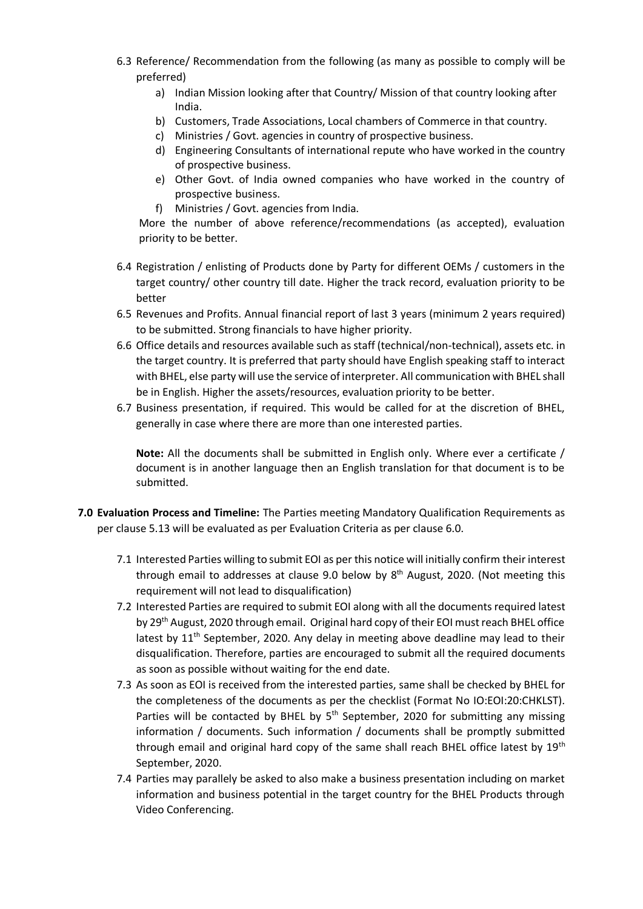6.3 Reference/ Recommendation from the following (as many as possible to comply will be preferred)

   a) Indian Mission looking after that Country/ Mission of that country looking after India.
   b) Customers, Trade Associations, Local chambers of Commerce in that country.
   c) Ministries / Govt. agencies in country of prospective business.
   d) Engineering Consultants of international repute who have worked in the country of prospective business.
   e) Other Govt. of India owned companies who have worked in the country of prospective business.
   f) Ministries / Govt. agencies from India.

   More the number of above reference/recommendations (as accepted), evaluation priority to be better.

6.4 Registration / enlisting of Products done by Party for different OEMs / customers in the target country/ other country till date. Higher the track record, evaluation priority to be better

6.5 Revenues and Profits. Annual financial report of last 3 years (minimum 2 years required) to be submitted. Strong financials to have higher priority.

6.6 Office details and resources available such as staff (technical/non-technical), assets etc. in the target country. It is preferred that party should have English speaking staff to interact with BHEL, else party will use the service of interpreter. All communication with BHEL shall be in English. Higher the assets/resources, evaluation priority to be better.

6.7 Business presentation, if required. This would be called for at the discretion of BHEL, generally in case where there are more than one interested parties.

   **Note:** All the documents shall be submitted in English only. Where ever a certificate / document is in another language then an English translation for that document is to be submitted.

**7.0 Evaluation Process and Timeline:** The Parties meeting Mandatory Qualification Requirements as per clause 5.13 will be evaluated as per Evaluation Criteria as per clause 6.0.

7.1 Interested Parties willing to submit EOI as per this notice will initially confirm their interest through email to addresses at clause 9.0 below by 8th August, 2020. (Not meeting this requirement will not lead to disqualification)

7.2 Interested Parties are required to submit EOI along with all the documents required latest by 29th August, 2020 through email. Original hard copy of their EOI must reach BHEL office latest by 11th September, 2020. Any delay in meeting above deadline may lead to their disqualification. Therefore, parties are encouraged to submit all the required documents as soon as possible without waiting for the end date.

7.3 As soon as EOI is received from the interested parties, same shall be checked by BHEL for the completeness of the documents as per the checklist (Format No IO:EOI:20:CHKLST). Parties will be contacted by BHEL by 5th September, 2020 for submitting any missing information / documents. Such information / documents shall be promptly submitted through email and original hard copy of the same shall reach BHEL office latest by 19th September, 2020.

7.4 Parties may parallely be asked to also make a business presentation including on market information and business potential in the target country for the BHEL Products through Video Conferencing.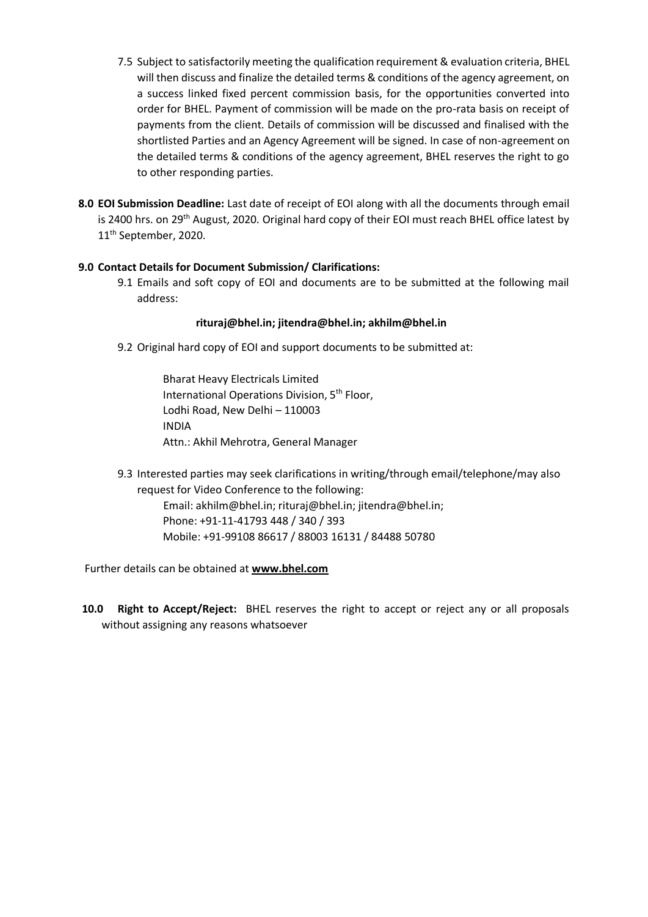7.5 Subject to satisfactorily meeting the qualification requirement & evaluation criteria, BHEL will then discuss and finalize the detailed terms & conditions of the agency agreement, on a success linked fixed percent commission basis, for the opportunities converted into order for BHEL. Payment of commission will be made on the pro-rata basis on receipt of payments from the client. Details of commission will be discussed and finalised with the shortlisted Parties and an Agency Agreement will be signed. In case of non-agreement on the detailed terms & conditions of the agency agreement, BHEL reserves the right to go to other responding parties.

**8.0 EOI Submission Deadline:** Last date of receipt of EOI along with all the documents through email is 2400 hrs. on 29th August, 2020. Original hard copy of their EOI must reach BHEL office latest by 11th September, 2020.

**9.0 Contact Details for Document Submission/ Clarifications:**

9.1 Emails and soft copy of EOI and documents are to be submitted at the following mail address:

**rituraj@bhel.in; jitendra@bhel.in; akhilm@bhel.in**

9.2 Original hard copy of EOI and support documents to be submitted at:

Bharat Heavy Electricals Limited
International Operations Division, 5th Floor,
Lodhi Road, New Delhi – 110003
INDIA
Attn.: Akhil Mehrotra, General Manager

9.3 Interested parties may seek clarifications in writing/through email/telephone/may also request for Video Conference to the following:

Email: akhilm@bhel.in; rituraj@bhel.in; jitendra@bhel.in;
Phone: +91-11-41793 448 / 340 / 393
Mobile: +91-99108 86617 / 88003 16131 / 84488 50780

Further details can be obtained at **www.bhel.com**

**10.0 Right to Accept/Reject:** BHEL reserves the right to accept or reject any or all proposals without assigning any reasons whatsoever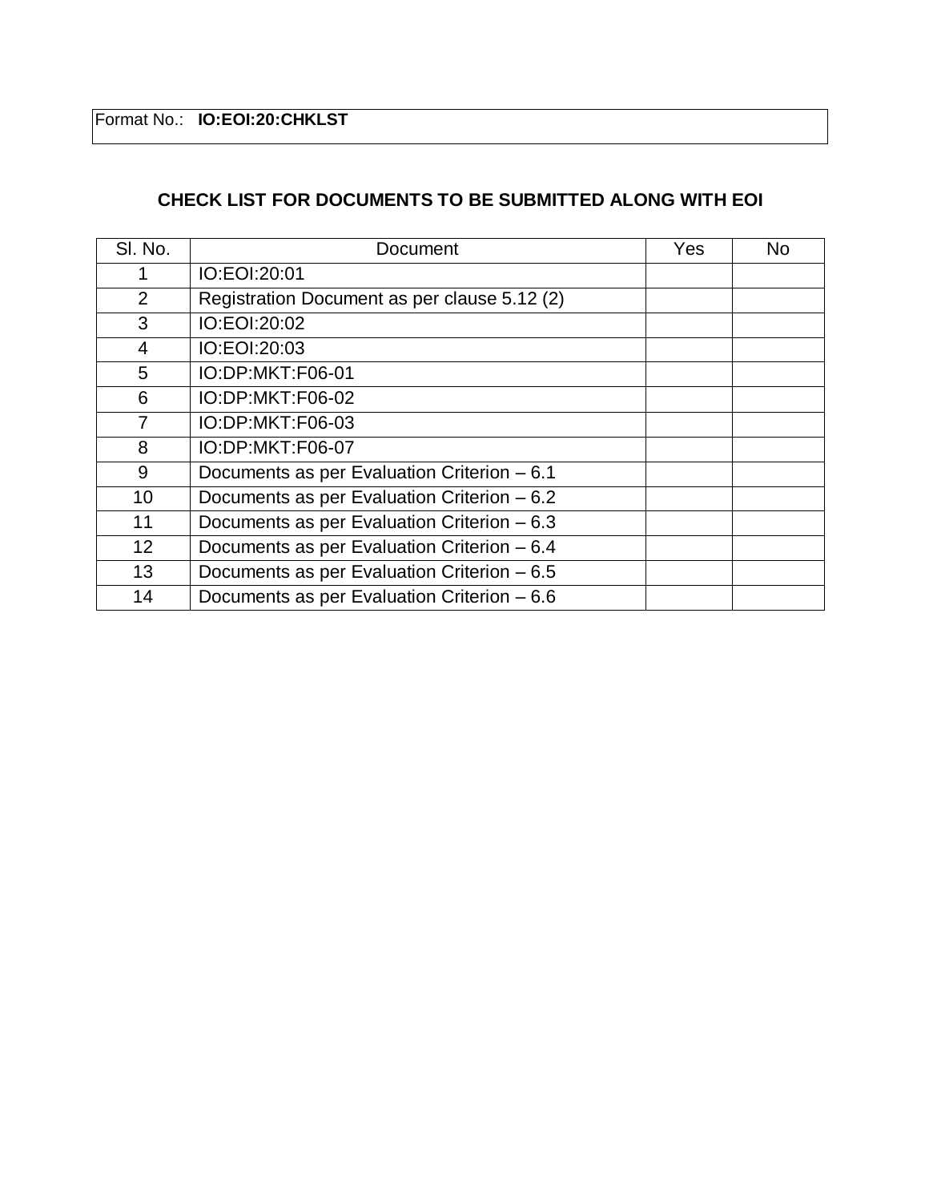Format No.: **IO:EOI:20:CHKLST**

## CHECK LIST FOR DOCUMENTS TO BE SUBMITTED ALONG WITH EOI

| Sl. No. | Document | Yes | No |
|---|---|---|---|
| 1 | IO:EOI:20:01 | | |
| 2 | Registration Document as per clause 5.12 (2) | | |
| 3 | IO:EOI:20:02 | | |
| 4 | IO:EOI:20:03 | | |
| 5 | IO:DP:MKT:F06-01 | | |
| 6 | IO:DP:MKT:F06-02 | | |
| 7 | IO:DP:MKT:F06-03 | | |
| 8 | IO:DP:MKT:F06-07 | | |
| 9 | Documents as per Evaluation Criterion – 6.1 | | |
| 10 | Documents as per Evaluation Criterion – 6.2 | | |
| 11 | Documents as per Evaluation Criterion – 6.3 | | |
| 12 | Documents as per Evaluation Criterion – 6.4 | | |
| 13 | Documents as per Evaluation Criterion – 6.5 | | |
| 14 | Documents as per Evaluation Criterion – 6.6 | | |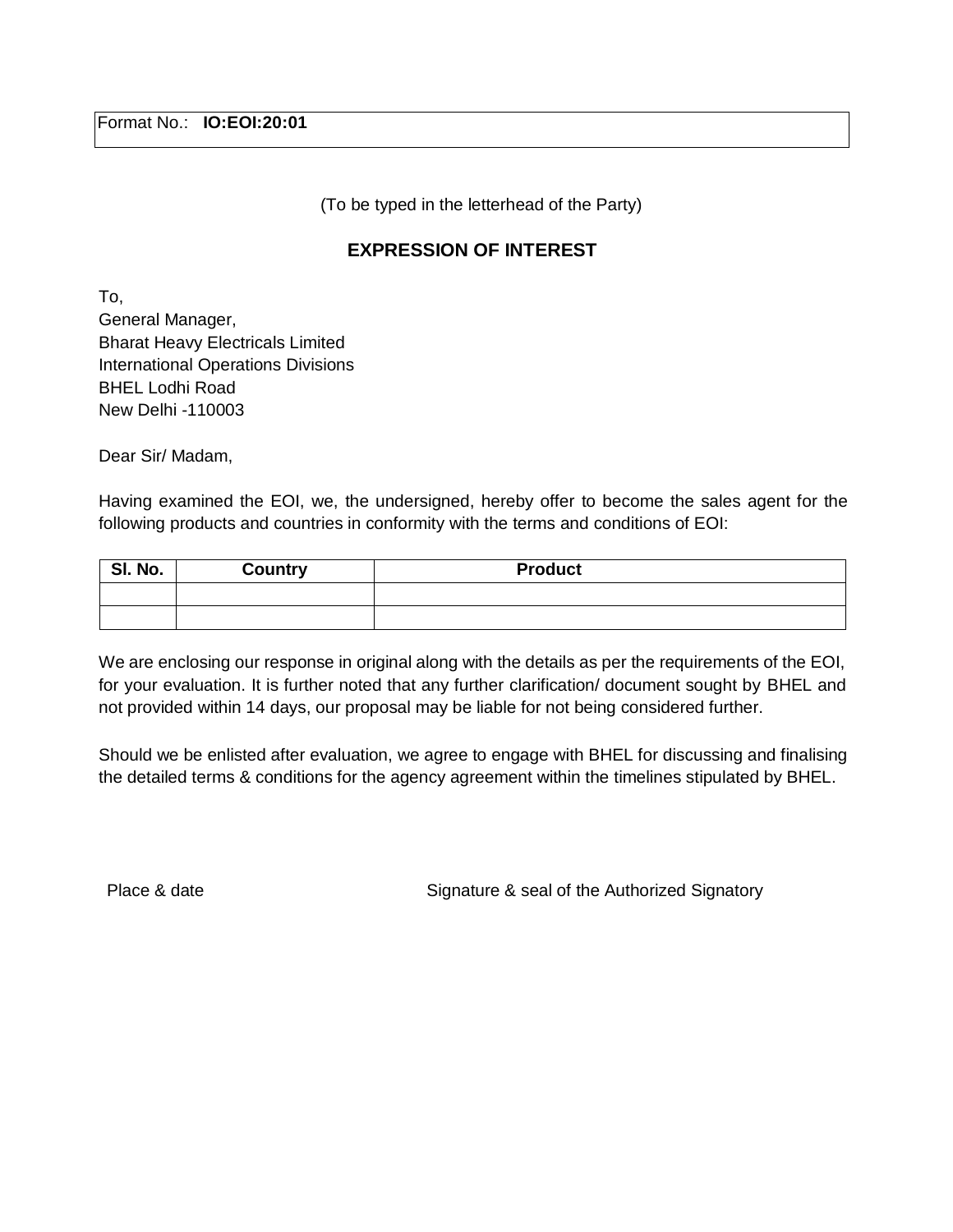Format No.: **IO:EOI:20:01**

(To be typed in the letterhead of the Party)

## EXPRESSION OF INTEREST

To,
General Manager,
Bharat Heavy Electricals Limited
International Operations Divisions
BHEL Lodhi Road
New Delhi -110003

Dear Sir/ Madam,

Having examined the EOI, we, the undersigned, hereby offer to become the sales agent for the following products and countries in conformity with the terms and conditions of EOI:

| Sl. No. | Country | Product |
|---|---|---|
| | | |
| | | |

We are enclosing our response in original along with the details as per the requirements of the EOI, for your evaluation. It is further noted that any further clarification/ document sought by BHEL and not provided within 14 days, our proposal may be liable for not being considered further.

Should we be enlisted after evaluation, we agree to engage with BHEL for discussing and finalising the detailed terms & conditions for the agency agreement within the timelines stipulated by BHEL.

Place & date

Signature & seal of the Authorized Signatory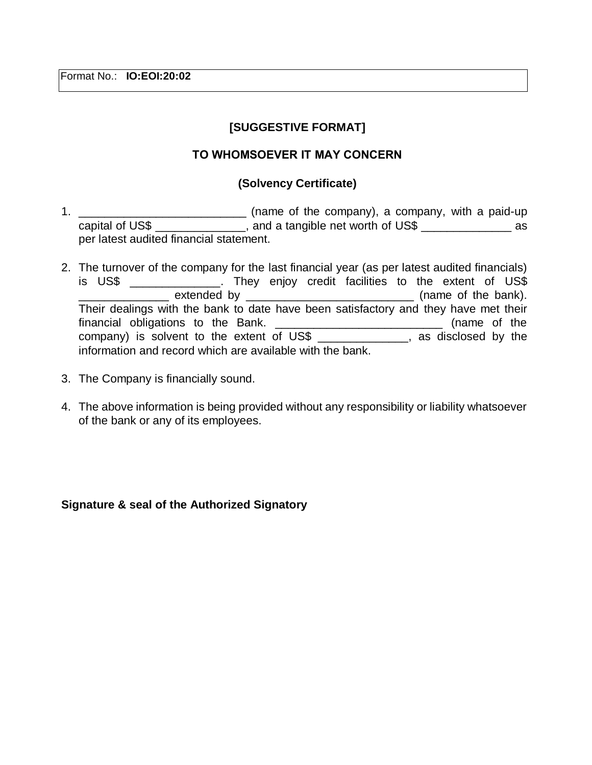Format No.: **IO:EOI:20:02**

**[SUGGESTIVE FORMAT]**

**TO WHOMSOEVER IT MAY CONCERN**

**(Solvency Certificate)**

1. __________________________ (name of the company), a company, with a paid-up capital of US$ ______________, and a tangible net worth of US$ ______________ as per latest audited financial statement.

2. The turnover of the company for the last financial year (as per latest audited financials) is US$ ______________. They enjoy credit facilities to the extent of US$ ______________ extended by __________________________ (name of the bank). Their dealings with the bank to date have been satisfactory and they have met their financial obligations to the Bank. __________________________ (name of the company) is solvent to the extent of US$ ______________, as disclosed by the information and record which are available with the bank.

3. The Company is financially sound.

4. The above information is being provided without any responsibility or liability whatsoever of the bank or any of its employees.

**Signature & seal of the Authorized Signatory**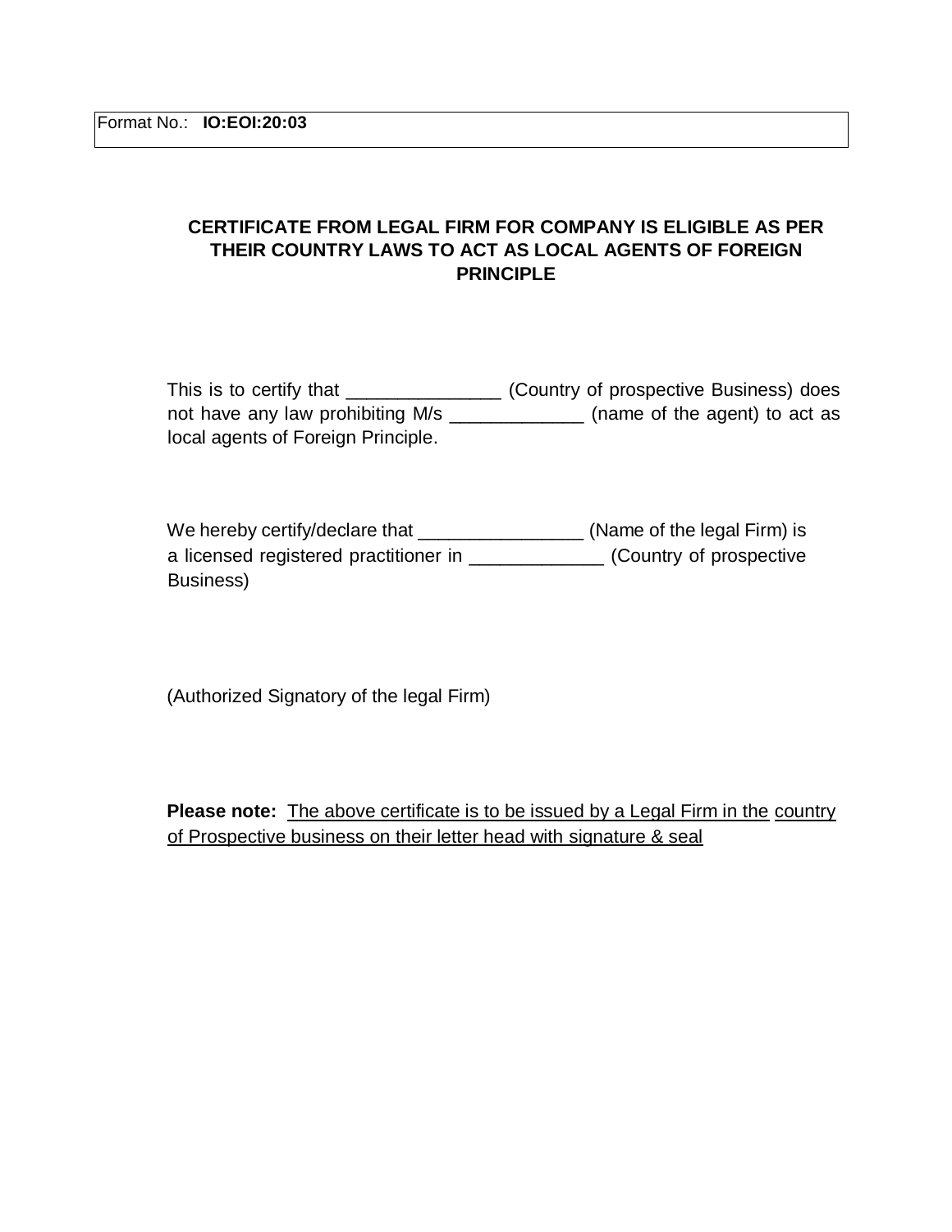Format No.: **IO:EOI:20:03**

## CERTIFICATE FROM LEGAL FIRM FOR COMPANY IS ELIGIBLE AS PER THEIR COUNTRY LAWS TO ACT AS LOCAL AGENTS OF FOREIGN PRINCIPLE

This is to certify that _______________ (Country of prospective Business) does not have any law prohibiting M/s _____________ (name of the agent) to act as local agents of Foreign Principle.

We hereby certify/declare that ________________ (Name of the legal Firm) is a licensed registered practitioner in _____________ (Country of prospective Business)

(Authorized Signatory of the legal Firm)

**Please note:** <u>The above certificate is to be issued by a Legal Firm in the country of Prospective business on their letter head with signature & seal</u>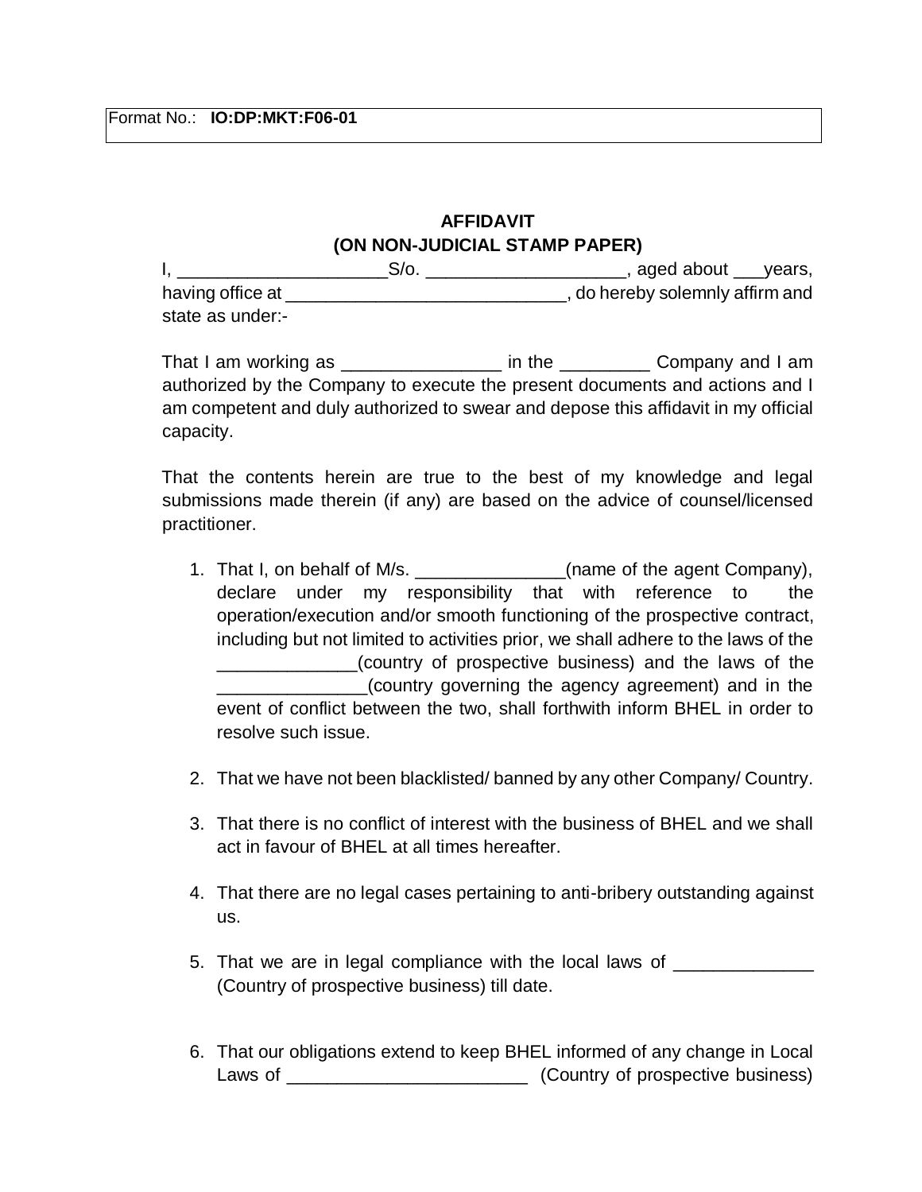Format No.: **IO:DP:MKT:F06-01**

**AFFIDAVIT**
**(ON NON-JUDICIAL STAMP PAPER)**

I, ____________________S/o. ___________________, aged about ___years, having office at ____________________________, do hereby solemnly affirm and state as under:-

That I am working as ________________ in the _________ Company and I am authorized by the Company to execute the present documents and actions and I am competent and duly authorized to swear and depose this affidavit in my official capacity.

That the contents herein are true to the best of my knowledge and legal submissions made therein (if any) are based on the advice of counsel/licensed practitioner.

1. That I, on behalf of M/s. _______________(name of the agent Company), declare under my responsibility that with reference to the operation/execution and/or smooth functioning of the prospective contract, including but not limited to activities prior, we shall adhere to the laws of the ______________(country of prospective business) and the laws of the _______________(country governing the agency agreement) and in the event of conflict between the two, shall forthwith inform BHEL in order to resolve such issue.

2. That we have not been blacklisted/ banned by any other Company/ Country.

3. That there is no conflict of interest with the business of BHEL and we shall act in favour of BHEL at all times hereafter.

4. That there are no legal cases pertaining to anti-bribery outstanding against us.

5. That we are in legal compliance with the local laws of ______________ (Country of prospective business) till date.

6. That our obligations extend to keep BHEL informed of any change in Local Laws of ________________________ (Country of prospective business)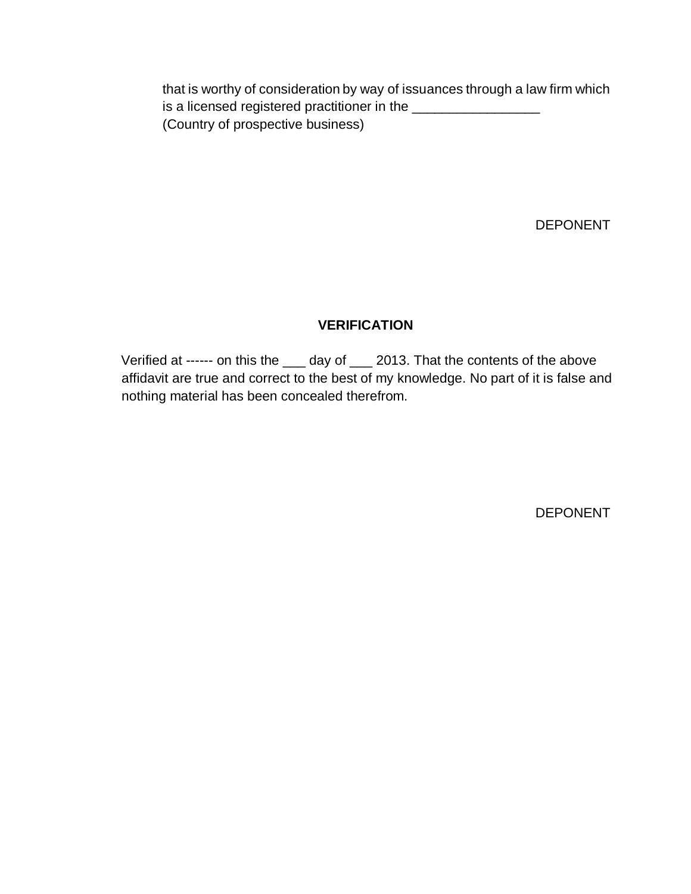that is worthy of consideration by way of issuances through a law firm which is a licensed registered practitioner in the _________________ (Country of prospective business)

DEPONENT

**VERIFICATION**

Verified at ------ on this the ___ day of ___ 2013. That the contents of the above affidavit are true and correct to the best of my knowledge. No part of it is false and nothing material has been concealed therefrom.

DEPONENT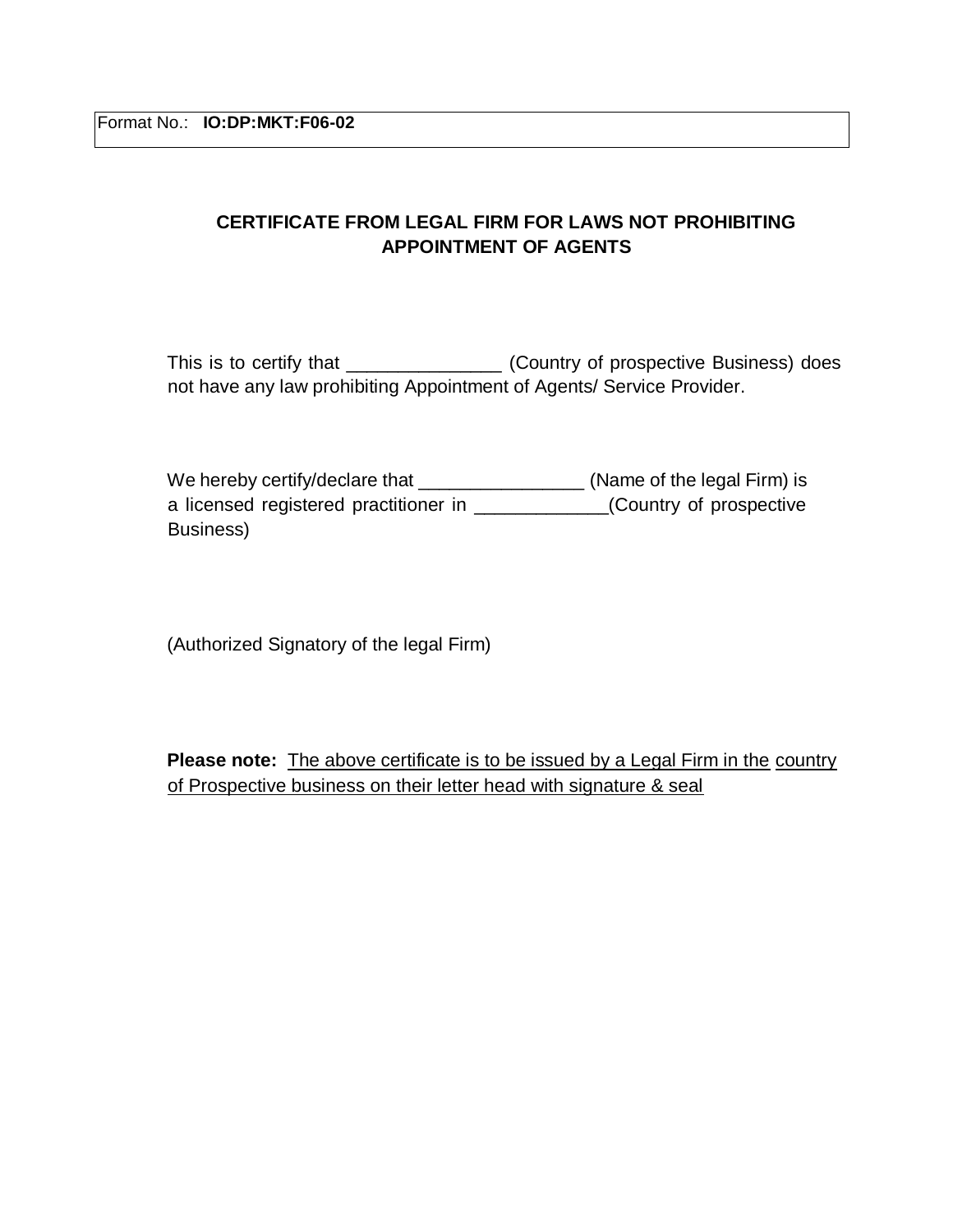Format No.: **IO:DP:MKT:F06-02**

## CERTIFICATE FROM LEGAL FIRM FOR LAWS NOT PROHIBITING APPOINTMENT OF AGENTS

This is to certify that _______________ (Country of prospective Business) does not have any law prohibiting Appointment of Agents/ Service Provider.

We hereby certify/declare that ________________ (Name of the legal Firm) is a licensed registered practitioner in _____________(Country of prospective Business)

(Authorized Signatory of the legal Firm)

**Please note:** <u>The above certificate is to be issued by a Legal Firm in the country of Prospective business on their letter head with signature & seal</u>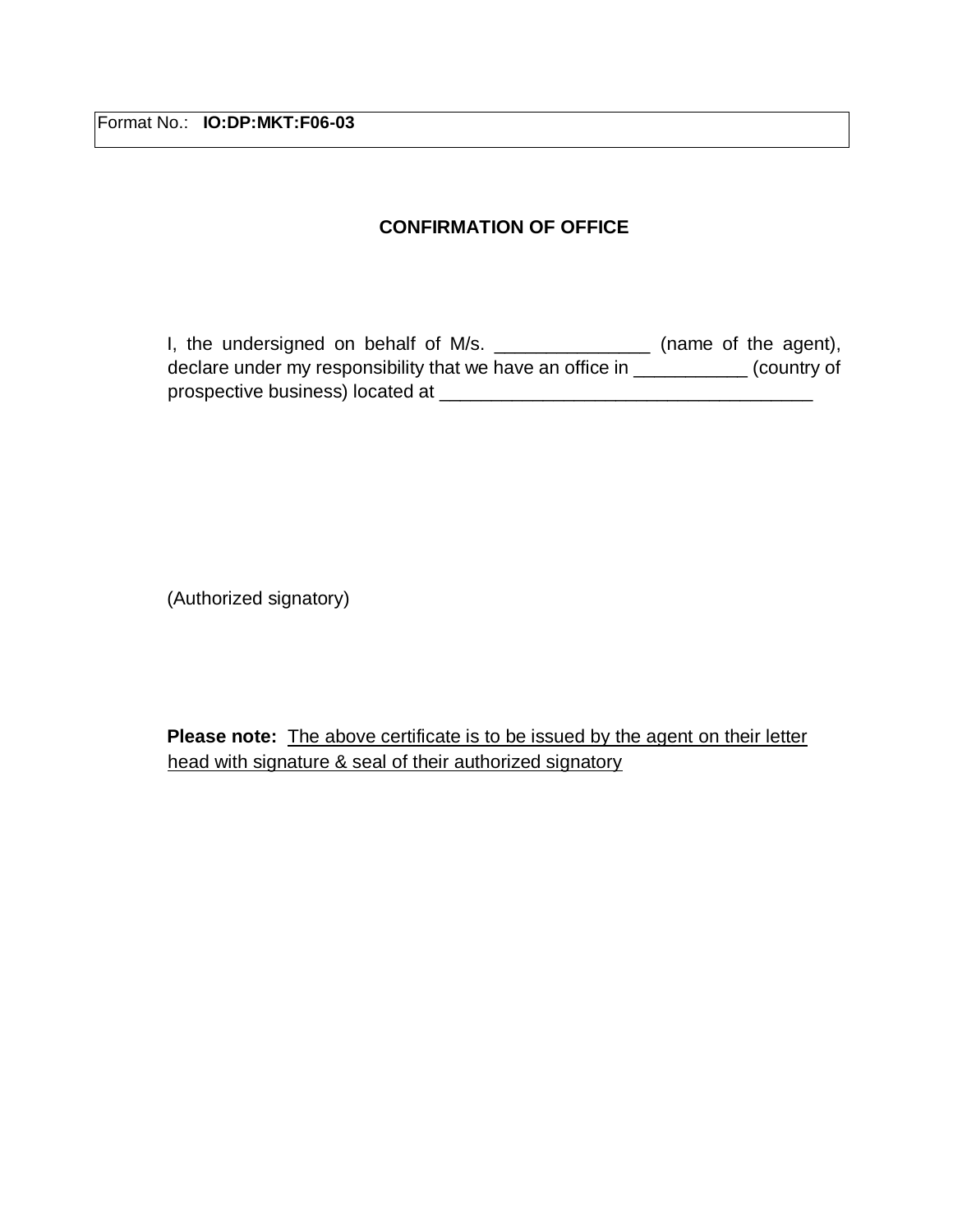Format No.: **IO:DP:MKT:F06-03**

**CONFIRMATION OF OFFICE**

I, the undersigned on behalf of M/s. _______________ (name of the agent), declare under my responsibility that we have an office in ___________ (country of prospective business) located at ____________________________________

(Authorized signatory)

**Please note:** <u>The above certificate is to be issued by the agent on their letter head with signature & seal of their authorized signatory</u>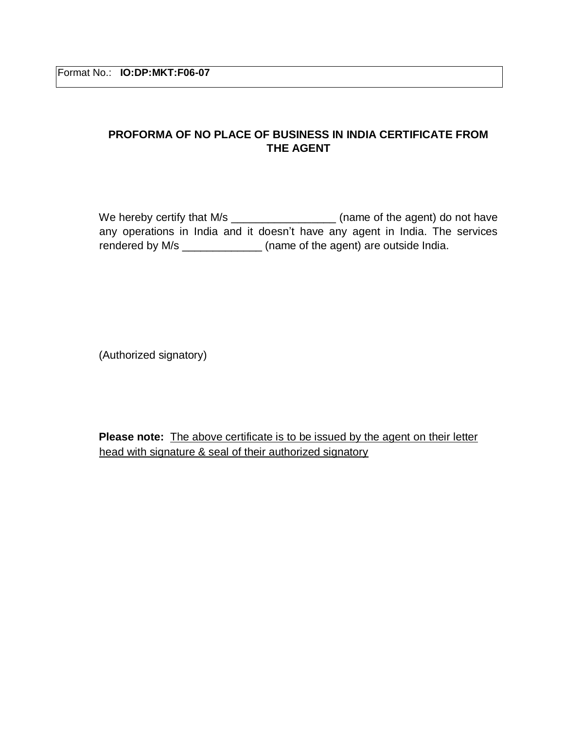Format No.: **IO:DP:MKT:F06-07**

## PROFORMA OF NO PLACE OF BUSINESS IN INDIA CERTIFICATE FROM THE AGENT

We hereby certify that M/s _________________ (name of the agent) do not have any operations in India and it doesn't have any agent in India. The services rendered by M/s _____________ (name of the agent) are outside India.

(Authorized signatory)

**Please note:** The above certificate is to be issued by the agent on their letter head with signature & seal of their authorized signatory